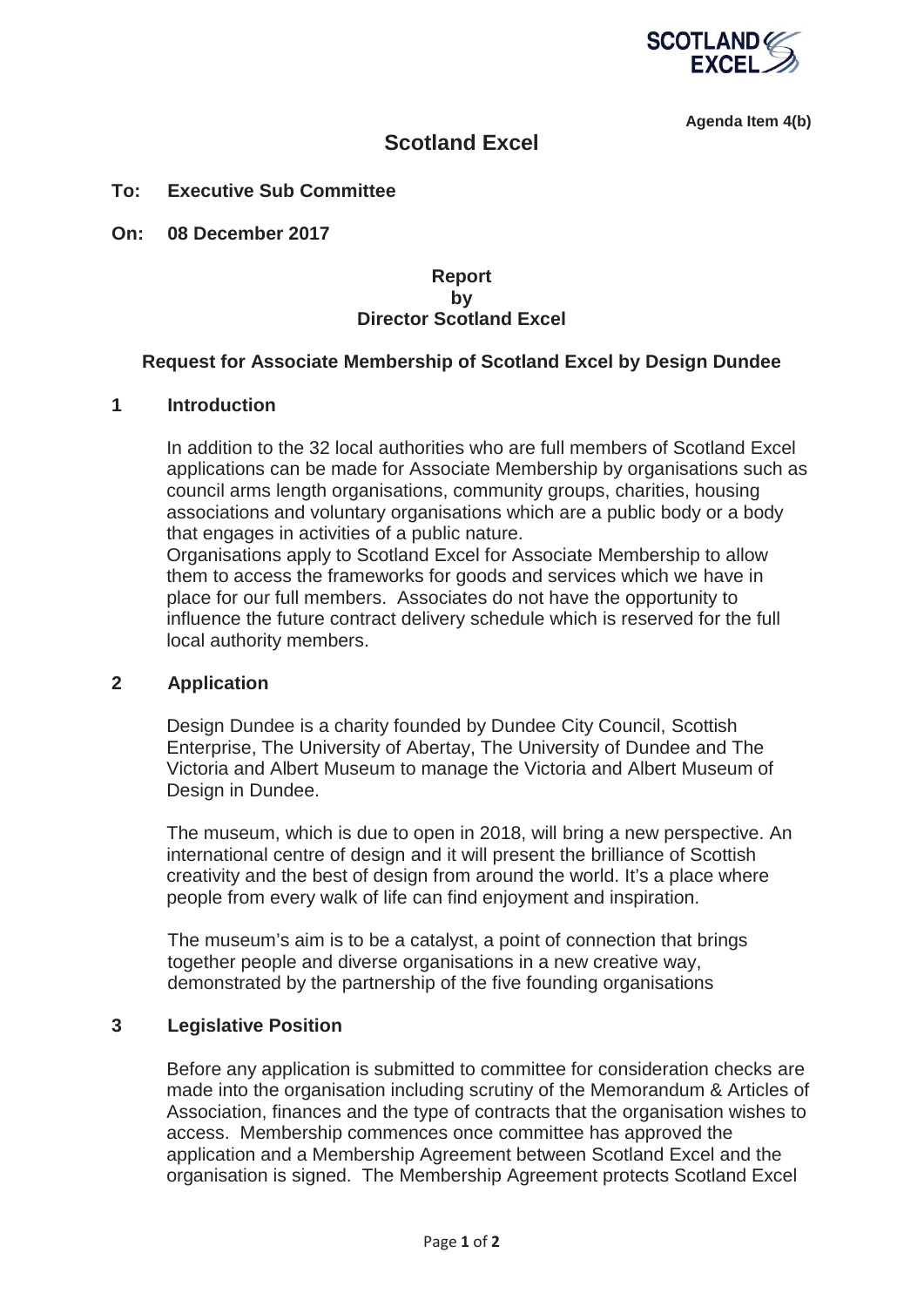Agenda Item 4(b)

# Scotland Excel

**To: Executive Sub Committee**

**On: 08 December 2017**

**Report**
**by**
**Director Scotland Excel**

## Request for Associate Membership of Scotland Excel by Design Dundee

### 1 Introduction

In addition to the 32 local authorities who are full members of Scotland Excel applications can be made for Associate Membership by organisations such as council arms length organisations, community groups, charities, housing associations and voluntary organisations which are a public body or a body that engages in activities of a public nature.
Organisations apply to Scotland Excel for Associate Membership to allow them to access the frameworks for goods and services which we have in place for our full members. Associates do not have the opportunity to influence the future contract delivery schedule which is reserved for the full local authority members.

### 2 Application

Design Dundee is a charity founded by Dundee City Council, Scottish Enterprise, The University of Abertay, The University of Dundee and The Victoria and Albert Museum to manage the Victoria and Albert Museum of Design in Dundee.

The museum, which is due to open in 2018, will bring a new perspective. An international centre of design and it will present the brilliance of Scottish creativity and the best of design from around the world. It's a place where people from every walk of life can find enjoyment and inspiration.

The museum's aim is to be a catalyst, a point of connection that brings together people and diverse organisations in a new creative way, demonstrated by the partnership of the five founding organisations

### 3 Legislative Position

Before any application is submitted to committee for consideration checks are made into the organisation including scrutiny of the Memorandum & Articles of Association, finances and the type of contracts that the organisation wishes to access. Membership commences once committee has approved the application and a Membership Agreement between Scotland Excel and the organisation is signed. The Membership Agreement protects Scotland Excel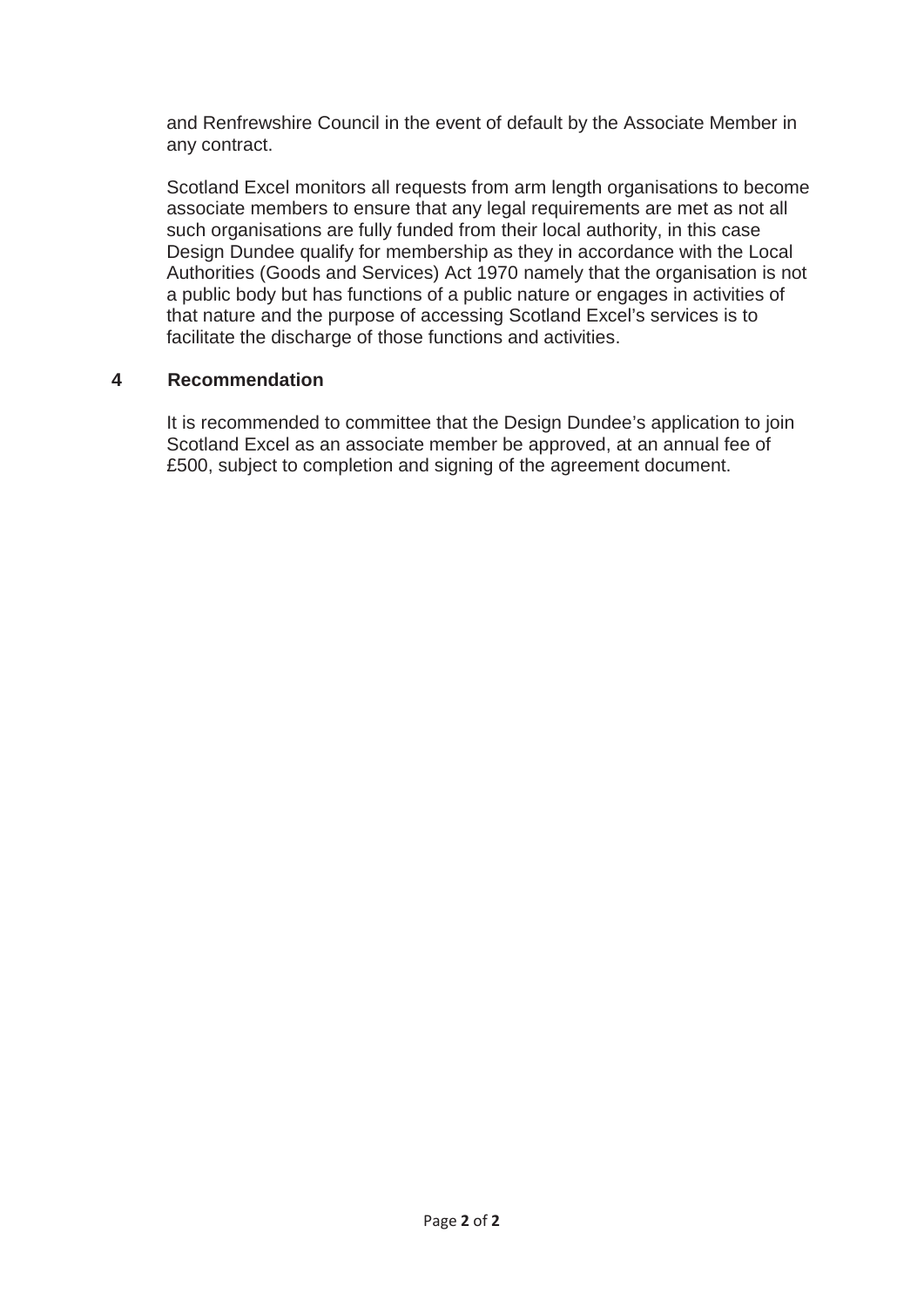and Renfrewshire Council in the event of default by the Associate Member in any contract.

Scotland Excel monitors all requests from arm length organisations to become associate members to ensure that any legal requirements are met as not all such organisations are fully funded from their local authority, in this case Design Dundee qualify for membership as they in accordance with the Local Authorities (Goods and Services) Act 1970 namely that the organisation is not a public body but has functions of a public nature or engages in activities of that nature and the purpose of accessing Scotland Excel's services is to facilitate the discharge of those functions and activities.

## 4 Recommendation

It is recommended to committee that the Design Dundee's application to join Scotland Excel as an associate member be approved, at an annual fee of £500, subject to completion and signing of the agreement document.